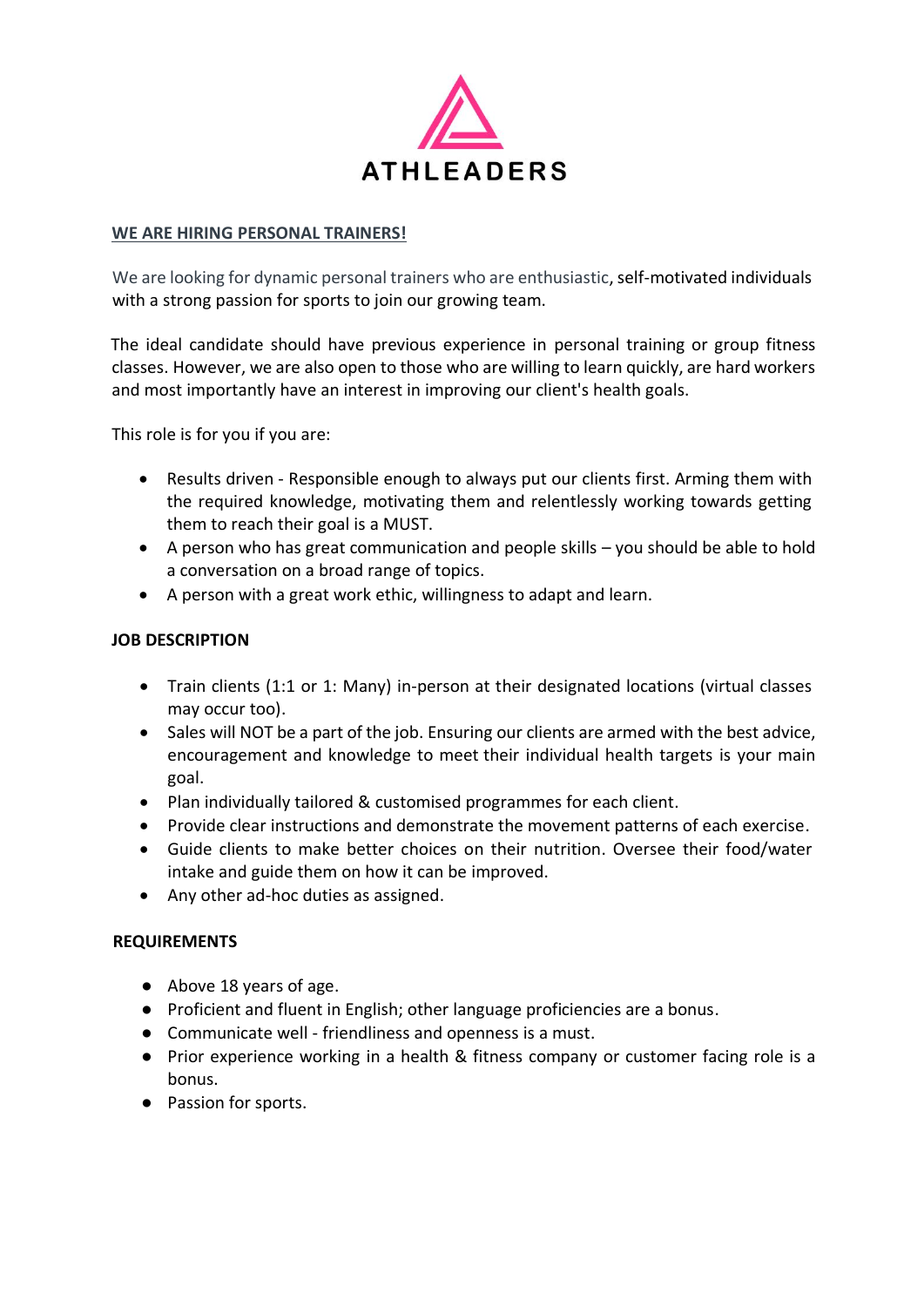ATHLEADERS

**WE ARE HIRING PERSONAL TRAINERS!**

We are looking for dynamic personal trainers who are enthusiastic, self-motivated individuals with a strong passion for sports to join our growing team.

The ideal candidate should have previous experience in personal training or group fitness classes. However, we are also open to those who are willing to learn quickly, are hard workers and most importantly have an interest in improving our client's health goals.

This role is for you if you are:

- Results driven - Responsible enough to always put our clients first. Arming them with the required knowledge, motivating them and relentlessly working towards getting them to reach their goal is a MUST.
- A person who has great communication and people skills – you should be able to hold a conversation on a broad range of topics.
- A person with a great work ethic, willingness to adapt and learn.

**JOB DESCRIPTION**

- Train clients (1:1 or 1: Many) in-person at their designated locations (virtual classes may occur too).
- Sales will NOT be a part of the job. Ensuring our clients are armed with the best advice, encouragement and knowledge to meet their individual health targets is your main goal.
- Plan individually tailored & customised programmes for each client.
- Provide clear instructions and demonstrate the movement patterns of each exercise.
- Guide clients to make better choices on their nutrition. Oversee their food/water intake and guide them on how it can be improved.
- Any other ad-hoc duties as assigned.

**REQUIREMENTS**

- Above 18 years of age.
- Proficient and fluent in English; other language proficiencies are a bonus.
- Communicate well - friendliness and openness is a must.
- Prior experience working in a health & fitness company or customer facing role is a bonus.
- Passion for sports.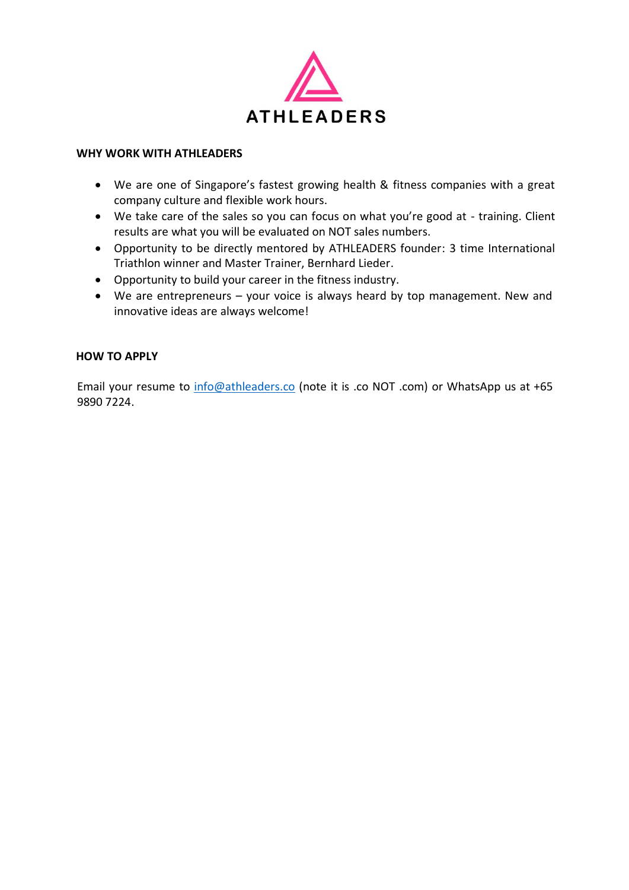ATHLEADERS

**WHY WORK WITH ATHLEADERS**

- We are one of Singapore's fastest growing health & fitness companies with a great company culture and flexible work hours.
- We take care of the sales so you can focus on what you're good at - training. Client results are what you will be evaluated on NOT sales numbers.
- Opportunity to be directly mentored by ATHLEADERS founder: 3 time International Triathlon winner and Master Trainer, Bernhard Lieder.
- Opportunity to build your career in the fitness industry.
- We are entrepreneurs – your voice is always heard by top management. New and innovative ideas are always welcome!

**HOW TO APPLY**

Email your resume to info@athleaders.co (note it is .co NOT .com) or WhatsApp us at +65 9890 7224.